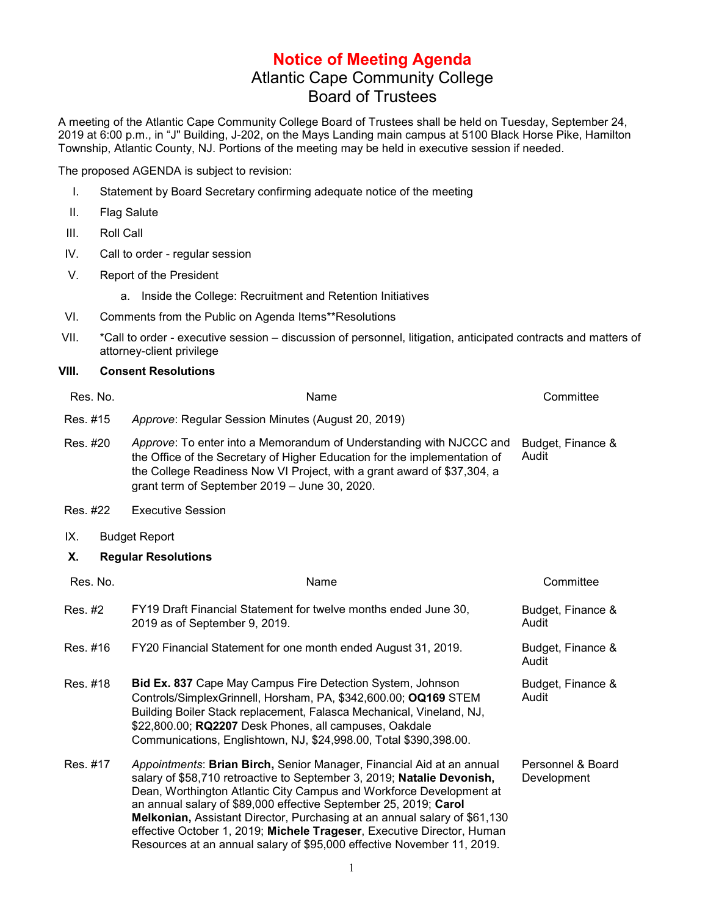# Notice of Meeting Agenda

## Atlantic Cape Community College
## Board of Trustees

A meeting of the Atlantic Cape Community College Board of Trustees shall be held on Tuesday, September 24, 2019 at 6:00 p.m., in "J" Building, J-202, on the Mays Landing main campus at 5100 Black Horse Pike, Hamilton Township, Atlantic County, NJ. Portions of the meeting may be held in executive session if needed.

The proposed AGENDA is subject to revision:

I. Statement by Board Secretary confirming adequate notice of the meeting

II. Flag Salute

III. Roll Call

IV. Call to order - regular session

V. Report of the President

  a. Inside the College: Recruitment and Retention Initiatives

VI. Comments from the Public on Agenda Items**Resolutions

VII. *Call to order - executive session – discussion of personnel, litigation, anticipated contracts and matters of attorney-client privilege

**VIII. Consent Resolutions**

| Res. No. | Name | Committee |
|---|---|---|
| Res. #15 | *Approve*: Regular Session Minutes (August 20, 2019) | |
| Res. #20 | *Approve*: To enter into a Memorandum of Understanding with NJCCC and the Office of the Secretary of Higher Education for the implementation of the College Readiness Now VI Project, with a grant award of $37,304, a grant term of September 2019 – June 30, 2020. | Budget, Finance & Audit |
| Res. #22 | Executive Session | |

IX. Budget Report

**X. Regular Resolutions**

| Res. No. | Name | Committee |
|---|---|---|
| Res. #2 | FY19 Draft Financial Statement for twelve months ended June 30, 2019 as of September 9, 2019. | Budget, Finance & Audit |
| Res. #16 | FY20 Financial Statement for one month ended August 31, 2019. | Budget, Finance & Audit |
| Res. #18 | **Bid Ex. 837** Cape May Campus Fire Detection System, Johnson Controls/SimplexGrinnell, Horsham, PA, $342,600.00; **OQ169** STEM Building Boiler Stack replacement, Falasca Mechanical, Vineland, NJ, $22,800.00; **RQ2207** Desk Phones, all campuses, Oakdale Communications, Englishtown, NJ, $24,998.00, Total $390,398.00. | Budget, Finance & Audit |
| Res. #17 | *Appointments*: **Brian Birch,** Senior Manager, Financial Aid at an annual salary of $58,710 retroactive to September 3, 2019; **Natalie Devonish,** Dean, Worthington Atlantic City Campus and Workforce Development at an annual salary of $89,000 effective September 25, 2019; **Carol Melkonian,** Assistant Director, Purchasing at an annual salary of $61,130 effective October 1, 2019; **Michele Trageser**, Executive Director, Human Resources at an annual salary of $95,000 effective November 11, 2019. | Personnel & Board Development |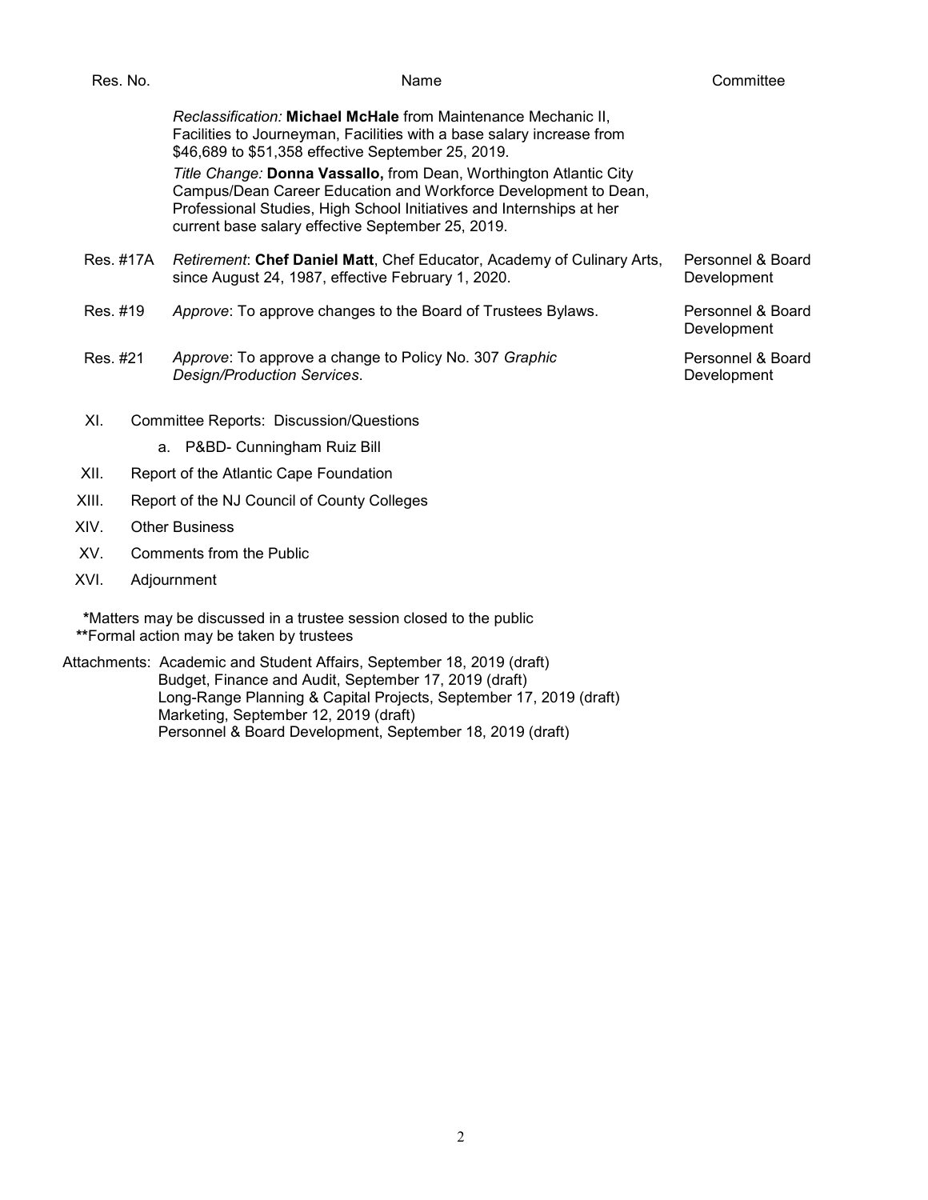| Res. No. | Name | Committee |
|---|---|---|
| | *Reclassification:* **Michael McHale** from Maintenance Mechanic II, Facilities to Journeyman, Facilities with a base salary increase from $46,689 to $51,358 effective September 25, 2019.<br>*Title Change:* **Donna Vassallo,** from Dean, Worthington Atlantic City Campus/Dean Career Education and Workforce Development to Dean, Professional Studies, High School Initiatives and Internships at her current base salary effective September 25, 2019. | |
| Res. #17A | *Retirement*: **Chef Daniel Matt**, Chef Educator, Academy of Culinary Arts, since August 24, 1987, effective February 1, 2020. | Personnel & Board Development |
| Res. #19 | *Approve*: To approve changes to the Board of Trustees Bylaws. | Personnel & Board Development |
| Res. #21 | *Approve*: To approve a change to Policy No. 307 *Graphic Design/Production Services*. | Personnel & Board Development |

XI. Committee Reports: Discussion/Questions

  a. P&BD- Cunningham Ruiz Bill

XII. Report of the Atlantic Cape Foundation

XIII. Report of the NJ Council of County Colleges

XIV. Other Business

XV. Comments from the Public

XVI. Adjournment

**\***Matters may be discussed in a trustee session closed to the public
**\*\***Formal action may be taken by trustees

Attachments: Academic and Student Affairs, September 18, 2019 (draft)
Budget, Finance and Audit, September 17, 2019 (draft)
Long-Range Planning & Capital Projects, September 17, 2019 (draft)
Marketing, September 12, 2019 (draft)
Personnel & Board Development, September 18, 2019 (draft)